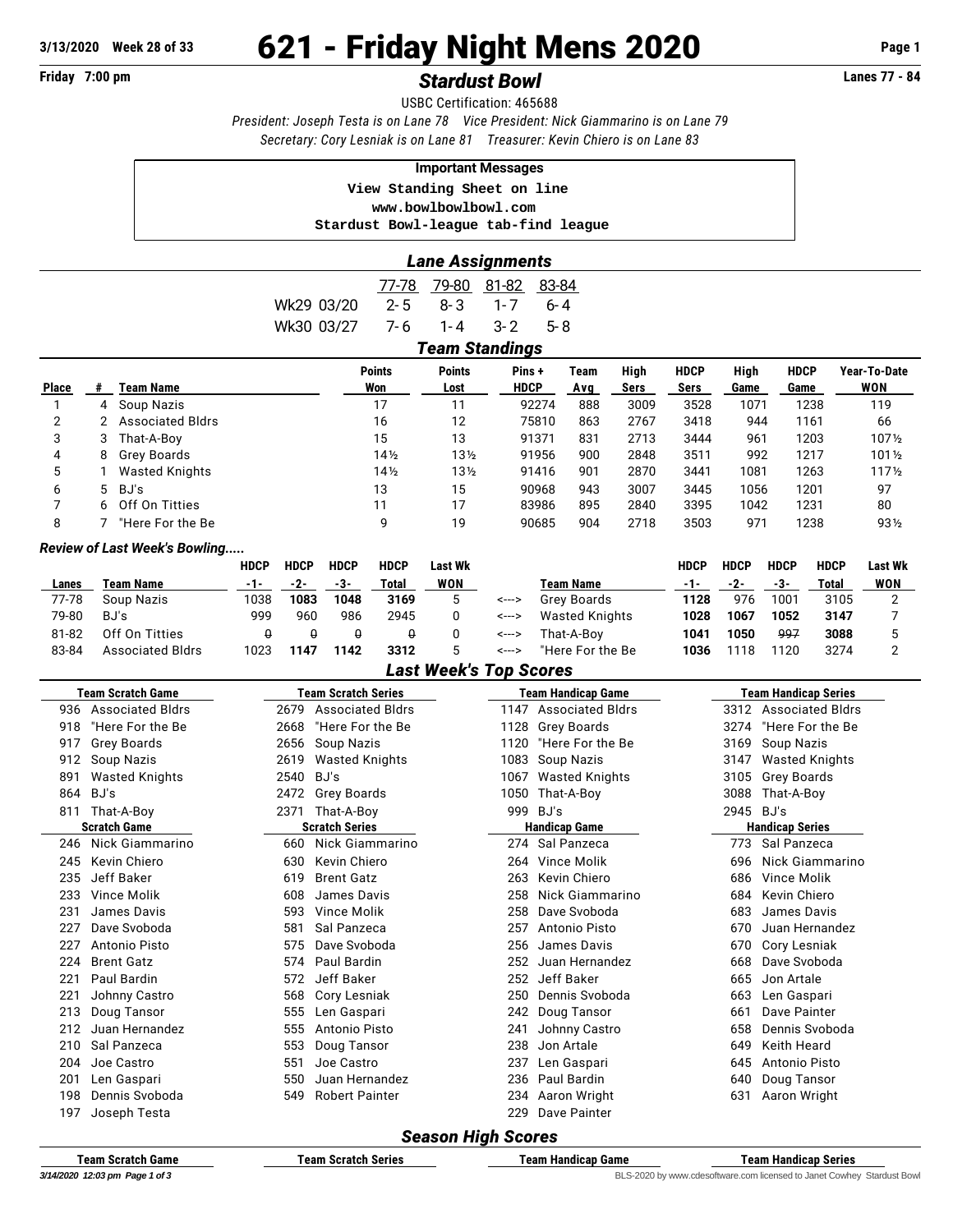# 621 - Friday Night Mens 2020

3/13/2020 Week 28 of 33

Friday 7:00 pm

## *Stardust Bowl*

Lanes 77 - 84

USBC Certification: 465688

*President: Joseph Testa is on Lane 78 Vice President: Nick Giammarino is on Lane 79*

*Secretary: Cory Lesniak is on Lane 81 Treasurer: Kevin Chiero is on Lane 83*

**Important Messages**

```
View Standing Sheet on line
www.bowlbowlbowl.com
Stardust Bowl-league tab-find league
```

### *Lane Assignments*

| | 77-78 | 79-80 | 81-82 | 83-84 |
|---|---|---|---|---|
| Wk29 03/20 | 2-5 | 8-3 | 1-7 | 6-4 |
| Wk30 03/27 | 7-6 | 1-4 | 3-2 | 5-8 |

### *Team Standings*

| Place | # | Team Name | Points Won | Points Lost | Pins + HDCP | Team Avg | High Sers | HDCP Sers | High Game | HDCP Game | Year-To-Date WON |
|---|---|---|---|---|---|---|---|---|---|---|---|
| 1 | 4 | Soup Nazis | 17 | 11 | 92274 | 888 | 3009 | 3528 | 1071 | 1238 | 119 |
| 2 | 2 | Associated Bldrs | 16 | 12 | 75810 | 863 | 2767 | 3418 | 944 | 1161 | 66 |
| 3 | 3 | That-A-Boy | 15 | 13 | 91371 | 831 | 2713 | 3444 | 961 | 1203 | 107½ |
| 4 | 8 | Grey Boards | 14½ | 13½ | 91956 | 900 | 2848 | 3511 | 992 | 1217 | 101½ |
| 5 | 1 | Wasted Knights | 14½ | 13½ | 91416 | 901 | 2870 | 3441 | 1081 | 1263 | 117½ |
| 6 | 5 | BJ's | 13 | 15 | 90968 | 943 | 3007 | 3445 | 1056 | 1201 | 97 |
| 7 | 6 | Off On Titties | 11 | 17 | 83986 | 895 | 2840 | 3395 | 1042 | 1231 | 80 |
| 8 | 7 | "Here For the Be | 9 | 19 | 90685 | 904 | 2718 | 3503 | 971 | 1238 | 93½ |

### *Review of Last Week's Bowling.....*

| Lanes | Team Name | HDCP -1- | HDCP -2- | HDCP -3- | HDCP Total | Last Wk WON | | Team Name | HDCP -1- | HDCP -2- | HDCP -3- | HDCP Total | Last Wk WON |
|---|---|---|---|---|---|---|---|---|---|---|---|---|---|
| 77-78 | Soup Nazis | 1038 | **1083** | **1048** | **3169** | 5 | <---> | Grey Boards | **1128** | 976 | 1001 | 3105 | 2 |
| 79-80 | BJ's | 999 | 960 | 986 | 2945 | 0 | <---> | Wasted Knights | **1028** | **1067** | **1052** | **3147** | 7 |
| 81-82 | Off On Titties | ~~0~~ | ~~0~~ | ~~0~~ | ~~0~~ | 0 | <---> | That-A-Boy | **1041** | **1050** | ~~997~~ | **3088** | 5 |
| 83-84 | Associated Bldrs | 1023 | **1147** | **1142** | **3312** | 5 | <---> | "Here For the Be | **1036** | 1118 | 1120 | 3274 | 2 |

### *Last Week's Top Scores*

| Team Scratch Game | | Team Scratch Series | | Team Handicap Game | | Team Handicap Series | |
|---|---|---|---|---|---|---|---|
| 936 | Associated Bldrs | 2679 | Associated Bldrs | 1147 | Associated Bldrs | 3312 | Associated Bldrs |
| 918 | "Here For the Be | 2668 | "Here For the Be | 1128 | Grey Boards | 3274 | "Here For the Be |
| 917 | Grey Boards | 2656 | Soup Nazis | 1120 | "Here For the Be | 3169 | Soup Nazis |
| 912 | Soup Nazis | 2619 | Wasted Knights | 1083 | Soup Nazis | 3147 | Wasted Knights |
| 891 | Wasted Knights | 2540 | BJ's | 1067 | Wasted Knights | 3105 | Grey Boards |
| 864 | BJ's | 2472 | Grey Boards | 1050 | That-A-Boy | 3088 | That-A-Boy |
| 811 | That-A-Boy | 2371 | That-A-Boy | 999 | BJ's | 2945 | BJ's |

| Scratch Game | | Scratch Series | | Handicap Game | | Handicap Series | |
|---|---|---|---|---|---|---|---|
| 246 | Nick Giammarino | 660 | Nick Giammarino | 274 | Sal Panzeca | 773 | Sal Panzeca |
| 245 | Kevin Chiero | 630 | Kevin Chiero | 264 | Vince Molik | 696 | Nick Giammarino |
| 235 | Jeff Baker | 619 | Brent Gatz | 263 | Kevin Chiero | 686 | Vince Molik |
| 233 | Vince Molik | 608 | James Davis | 258 | Nick Giammarino | 684 | Kevin Chiero |
| 231 | James Davis | 593 | Vince Molik | 258 | Dave Svoboda | 683 | James Davis |
| 227 | Dave Svoboda | 581 | Sal Panzeca | 257 | Antonio Pisto | 670 | Juan Hernandez |
| 227 | Antonio Pisto | 575 | Dave Svoboda | 256 | James Davis | 670 | Cory Lesniak |
| 224 | Brent Gatz | 574 | Paul Bardin | 252 | Juan Hernandez | 668 | Dave Svoboda |
| 221 | Paul Bardin | 572 | Jeff Baker | 252 | Jeff Baker | 665 | Jon Artale |
| 221 | Johnny Castro | 568 | Cory Lesniak | 250 | Dennis Svoboda | 663 | Len Gaspari |
| 213 | Doug Tansor | 555 | Len Gaspari | 242 | Doug Tansor | 661 | Dave Painter |
| 212 | Juan Hernandez | 555 | Antonio Pisto | 241 | Johnny Castro | 658 | Dennis Svoboda |
| 210 | Sal Panzeca | 553 | Doug Tansor | 238 | Jon Artale | 649 | Keith Heard |
| 204 | Joe Castro | 551 | Joe Castro | 237 | Len Gaspari | 645 | Antonio Pisto |
| 201 | Len Gaspari | 550 | Juan Hernandez | 236 | Paul Bardin | 640 | Doug Tansor |
| 198 | Dennis Svoboda | 549 | Robert Painter | 234 | Aaron Wright | 631 | Aaron Wright |
| 197 | Joseph Testa | | | 229 | Dave Painter | | |

### *Season High Scores*

| Team Scratch Game | Team Scratch Series | Team Handicap Game | Team Handicap Series |
|---|---|---|---|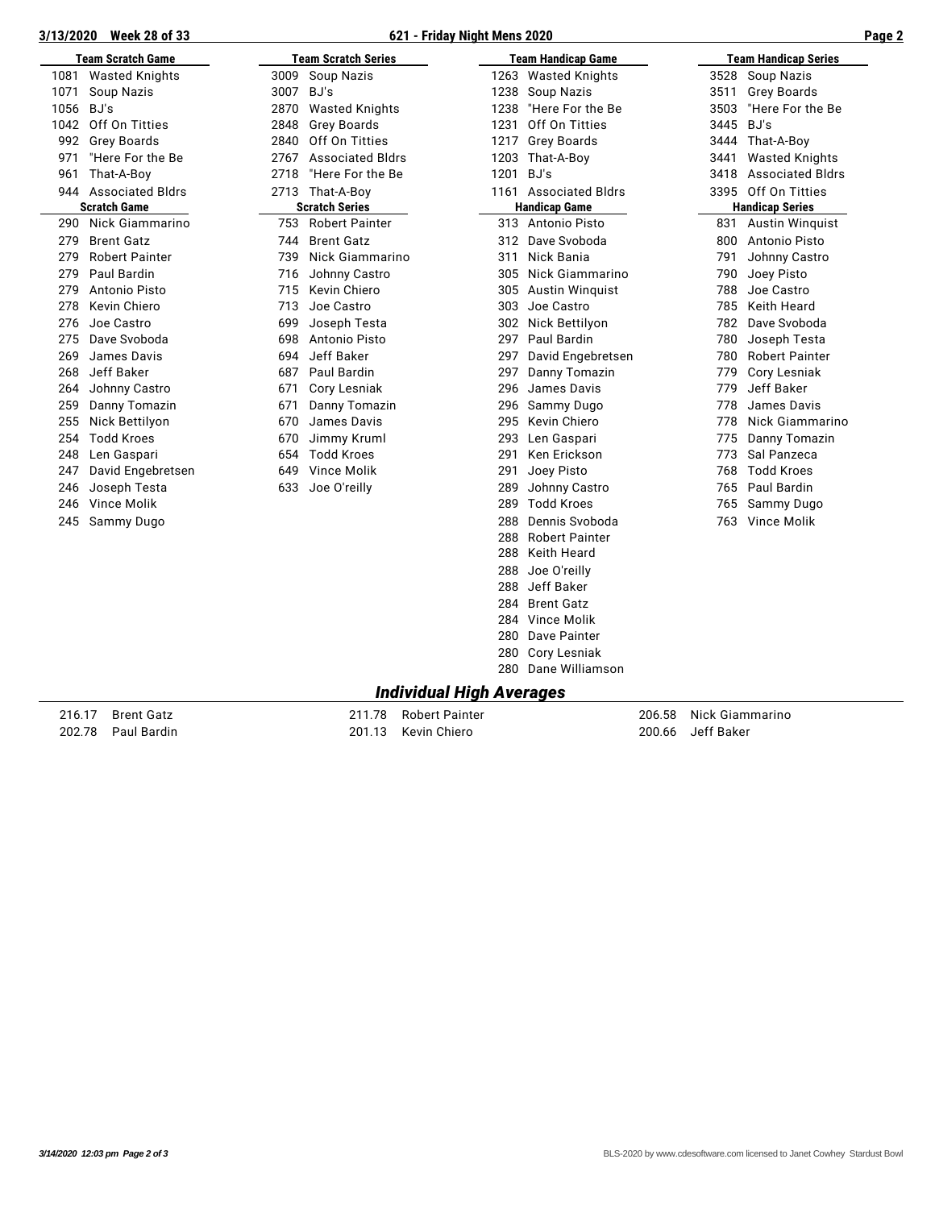3/13/2020 Week 28 of 33 — 621 - Friday Night Mens 2020

### Team Scratch Game

| Score | Team |
|---|---|
| 1081 | Wasted Knights |
| 1071 | Soup Nazis |
| 1056 | BJ's |
| 1042 | Off On Titties |
| 992 | Grey Boards |
| 971 | "Here For the Be |
| 961 | That-A-Boy |
| 944 | Associated Bldrs |

### Team Scratch Series

| Score | Team |
|---|---|
| 3009 | Soup Nazis |
| 3007 | BJ's |
| 2870 | Wasted Knights |
| 2848 | Grey Boards |
| 2840 | Off On Titties |
| 2767 | Associated Bldrs |
| 2718 | "Here For the Be |
| 2713 | That-A-Boy |

### Team Handicap Game

| Score | Team |
|---|---|
| 1263 | Wasted Knights |
| 1238 | Soup Nazis |
| 1238 | "Here For the Be |
| 1231 | Off On Titties |
| 1217 | Grey Boards |
| 1203 | That-A-Boy |
| 1201 | BJ's |
| 1161 | Associated Bldrs |

### Team Handicap Series

| Score | Team |
|---|---|
| 3528 | Soup Nazis |
| 3511 | Grey Boards |
| 3503 | "Here For the Be |
| 3445 | BJ's |
| 3444 | That-A-Boy |
| 3441 | Wasted Knights |
| 3418 | Associated Bldrs |
| 3395 | Off On Titties |

### Scratch Game

| Score | Bowler |
|---|---|
| 290 | Nick Giammarino |
| 279 | Brent Gatz |
| 279 | Robert Painter |
| 279 | Paul Bardin |
| 279 | Antonio Pisto |
| 278 | Kevin Chiero |
| 276 | Joe Castro |
| 275 | Dave Svoboda |
| 269 | James Davis |
| 268 | Jeff Baker |
| 264 | Johnny Castro |
| 259 | Danny Tomazin |
| 255 | Nick Bettilyon |
| 254 | Todd Kroes |
| 248 | Len Gaspari |
| 247 | David Engebretsen |
| 246 | Joseph Testa |
| 246 | Vince Molik |
| 245 | Sammy Dugo |

### Scratch Series

| Score | Bowler |
|---|---|
| 753 | Robert Painter |
| 744 | Brent Gatz |
| 739 | Nick Giammarino |
| 716 | Johnny Castro |
| 715 | Kevin Chiero |
| 713 | Joe Castro |
| 699 | Joseph Testa |
| 698 | Antonio Pisto |
| 694 | Jeff Baker |
| 687 | Paul Bardin |
| 671 | Cory Lesniak |
| 671 | Danny Tomazin |
| 670 | James Davis |
| 670 | Jimmy Kruml |
| 654 | Todd Kroes |
| 649 | Vince Molik |
| 633 | Joe O'reilly |

### Handicap Game

| Score | Bowler |
|---|---|
| 313 | Antonio Pisto |
| 312 | Dave Svoboda |
| 311 | Nick Bania |
| 305 | Nick Giammarino |
| 305 | Austin Winquist |
| 303 | Joe Castro |
| 302 | Nick Bettilyon |
| 297 | Paul Bardin |
| 297 | David Engebretsen |
| 297 | Danny Tomazin |
| 296 | James Davis |
| 296 | Sammy Dugo |
| 295 | Kevin Chiero |
| 293 | Len Gaspari |
| 291 | Ken Erickson |
| 291 | Joey Pisto |
| 289 | Johnny Castro |
| 289 | Todd Kroes |
| 288 | Dennis Svoboda |
| 288 | Robert Painter |
| 288 | Keith Heard |
| 288 | Joe O'reilly |
| 288 | Jeff Baker |
| 284 | Brent Gatz |
| 284 | Vince Molik |
| 280 | Dave Painter |
| 280 | Cory Lesniak |
| 280 | Dane Williamson |

### Handicap Series

| Score | Bowler |
|---|---|
| 831 | Austin Winquist |
| 800 | Antonio Pisto |
| 791 | Johnny Castro |
| 790 | Joey Pisto |
| 788 | Joe Castro |
| 785 | Keith Heard |
| 782 | Dave Svoboda |
| 780 | Joseph Testa |
| 780 | Robert Painter |
| 779 | Cory Lesniak |
| 779 | Jeff Baker |
| 778 | James Davis |
| 778 | Nick Giammarino |
| 775 | Danny Tomazin |
| 773 | Sal Panzeca |
| 768 | Todd Kroes |
| 765 | Paul Bardin |
| 765 | Sammy Dugo |
| 763 | Vince Molik |

## *Individual High Averages*

| Average | Bowler |
|---|---|
| 216.17 | Brent Gatz |
| 211.78 | Robert Painter |
| 206.58 | Nick Giammarino |
| 202.78 | Paul Bardin |
| 201.13 | Kevin Chiero |
| 200.66 | Jeff Baker |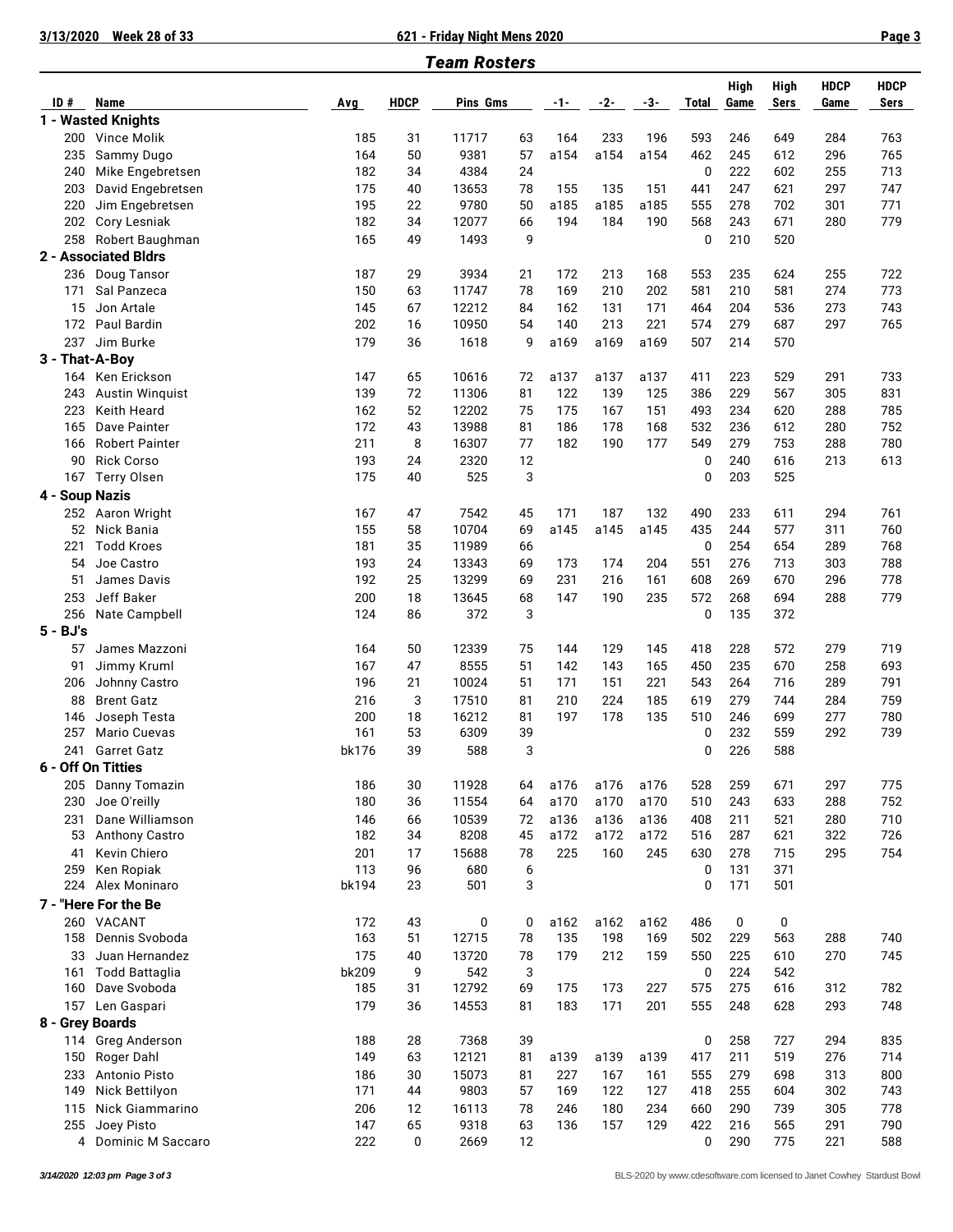## Team Rosters

| ID # | Name | Avg | HDCP | Pins | Gms | -1- | -2- | -3- | Total | High Game | High Sers | HDCP Game | HDCP Sers |
|---|---|---|---|---|---|---|---|---|---|---|---|---|---|
| **1 - Wasted Knights** | | | | | | | | | | | | | |
| 200 | Vince Molik | 185 | 31 | 11717 | 63 | 164 | 233 | 196 | 593 | 246 | 649 | 284 | 763 |
| 235 | Sammy Dugo | 164 | 50 | 9381 | 57 | a154 | a154 | a154 | 462 | 245 | 612 | 296 | 765 |
| 240 | Mike Engebretsen | 182 | 34 | 4384 | 24 | | | | 0 | 222 | 602 | 255 | 713 |
| 203 | David Engebretsen | 175 | 40 | 13653 | 78 | 155 | 135 | 151 | 441 | 247 | 621 | 297 | 747 |
| 220 | Jim Engebretsen | 195 | 22 | 9780 | 50 | a185 | a185 | a185 | 555 | 278 | 702 | 301 | 771 |
| 202 | Cory Lesniak | 182 | 34 | 12077 | 66 | 194 | 184 | 190 | 568 | 243 | 671 | 280 | 779 |
| 258 | Robert Baughman | 165 | 49 | 1493 | 9 | | | | 0 | 210 | 520 | | |
| **2 - Associated Bldrs** | | | | | | | | | | | | | |
| 236 | Doug Tansor | 187 | 29 | 3934 | 21 | 172 | 213 | 168 | 553 | 235 | 624 | 255 | 722 |
| 171 | Sal Panzeca | 150 | 63 | 11747 | 78 | 169 | 210 | 202 | 581 | 210 | 581 | 274 | 773 |
| 15 | Jon Artale | 145 | 67 | 12212 | 84 | 162 | 131 | 171 | 464 | 204 | 536 | 273 | 743 |
| 172 | Paul Bardin | 202 | 16 | 10950 | 54 | 140 | 213 | 221 | 574 | 279 | 687 | 297 | 765 |
| 237 | Jim Burke | 179 | 36 | 1618 | 9 | a169 | a169 | a169 | 507 | 214 | 570 | | |
| **3 - That-A-Boy** | | | | | | | | | | | | | |
| 164 | Ken Erickson | 147 | 65 | 10616 | 72 | a137 | a137 | a137 | 411 | 223 | 529 | 291 | 733 |
| 243 | Austin Winquist | 139 | 72 | 11306 | 81 | 122 | 139 | 125 | 386 | 229 | 567 | 305 | 831 |
| 223 | Keith Heard | 162 | 52 | 12202 | 75 | 175 | 167 | 151 | 493 | 234 | 620 | 288 | 785 |
| 165 | Dave Painter | 172 | 43 | 13988 | 81 | 186 | 178 | 168 | 532 | 236 | 612 | 280 | 752 |
| 166 | Robert Painter | 211 | 8 | 16307 | 77 | 182 | 190 | 177 | 549 | 279 | 753 | 288 | 780 |
| 90 | Rick Corso | 193 | 24 | 2320 | 12 | | | | 0 | 240 | 616 | 213 | 613 |
| 167 | Terry Olsen | 175 | 40 | 525 | 3 | | | | 0 | 203 | 525 | | |
| **4 - Soup Nazis** | | | | | | | | | | | | | |
| 252 | Aaron Wright | 167 | 47 | 7542 | 45 | 171 | 187 | 132 | 490 | 233 | 611 | 294 | 761 |
| 52 | Nick Bania | 155 | 58 | 10704 | 69 | a145 | a145 | a145 | 435 | 244 | 577 | 311 | 760 |
| 221 | Todd Kroes | 181 | 35 | 11989 | 66 | | | | 0 | 254 | 654 | 289 | 768 |
| 54 | Joe Castro | 193 | 24 | 13343 | 69 | 173 | 174 | 204 | 551 | 276 | 713 | 303 | 788 |
| 51 | James Davis | 192 | 25 | 13299 | 69 | 231 | 216 | 161 | 608 | 269 | 670 | 296 | 778 |
| 253 | Jeff Baker | 200 | 18 | 13645 | 68 | 147 | 190 | 235 | 572 | 268 | 694 | 288 | 779 |
| 256 | Nate Campbell | 124 | 86 | 372 | 3 | | | | 0 | 135 | 372 | | |
| **5 - BJ's** | | | | | | | | | | | | | |
| 57 | James Mazzoni | 164 | 50 | 12339 | 75 | 144 | 129 | 145 | 418 | 228 | 572 | 279 | 719 |
| 91 | Jimmy Kruml | 167 | 47 | 8555 | 51 | 142 | 143 | 165 | 450 | 235 | 670 | 258 | 693 |
| 206 | Johnny Castro | 196 | 21 | 10024 | 51 | 171 | 151 | 221 | 543 | 264 | 716 | 289 | 791 |
| 88 | Brent Gatz | 216 | 3 | 17510 | 81 | 210 | 224 | 185 | 619 | 279 | 744 | 284 | 759 |
| 146 | Joseph Testa | 200 | 18 | 16212 | 81 | 197 | 178 | 135 | 510 | 246 | 699 | 277 | 780 |
| 257 | Mario Cuevas | 161 | 53 | 6309 | 39 | | | | 0 | 232 | 559 | 292 | 739 |
| 241 | Garret Gatz | bk176 | 39 | 588 | 3 | | | | 0 | 226 | 588 | | |
| **6 - Off On Titties** | | | | | | | | | | | | | |
| 205 | Danny Tomazin | 186 | 30 | 11928 | 64 | a176 | a176 | a176 | 528 | 259 | 671 | 297 | 775 |
| 230 | Joe O'reilly | 180 | 36 | 11554 | 64 | a170 | a170 | a170 | 510 | 243 | 633 | 288 | 752 |
| 231 | Dane Williamson | 146 | 66 | 10539 | 72 | a136 | a136 | a136 | 408 | 211 | 521 | 280 | 710 |
| 53 | Anthony Castro | 182 | 34 | 8208 | 45 | a172 | a172 | a172 | 516 | 287 | 621 | 322 | 726 |
| 41 | Kevin Chiero | 201 | 17 | 15688 | 78 | 225 | 160 | 245 | 630 | 278 | 715 | 295 | 754 |
| 259 | Ken Ropiak | 113 | 96 | 680 | 6 | | | | 0 | 131 | 371 | | |
| 224 | Alex Moninaro | bk194 | 23 | 501 | 3 | | | | 0 | 171 | 501 | | |
| **7 - "Here For the Be** | | | | | | | | | | | | | |
| 260 | VACANT | 172 | 43 | 0 | 0 | a162 | a162 | a162 | 486 | 0 | 0 | | |
| 158 | Dennis Svoboda | 163 | 51 | 12715 | 78 | 135 | 198 | 169 | 502 | 229 | 563 | 288 | 740 |
| 33 | Juan Hernandez | 175 | 40 | 13720 | 78 | 179 | 212 | 159 | 550 | 225 | 610 | 270 | 745 |
| 161 | Todd Battaglia | bk209 | 9 | 542 | 3 | | | | 0 | 224 | 542 | | |
| 160 | Dave Svoboda | 185 | 31 | 12792 | 69 | 175 | 173 | 227 | 575 | 275 | 616 | 312 | 782 |
| 157 | Len Gaspari | 179 | 36 | 14553 | 81 | 183 | 171 | 201 | 555 | 248 | 628 | 293 | 748 |
| **8 - Grey Boards** | | | | | | | | | | | | | |
| 114 | Greg Anderson | 188 | 28 | 7368 | 39 | | | | 0 | 258 | 727 | 294 | 835 |
| 150 | Roger Dahl | 149 | 63 | 12121 | 81 | a139 | a139 | a139 | 417 | 211 | 519 | 276 | 714 |
| 233 | Antonio Pisto | 186 | 30 | 15073 | 81 | 227 | 167 | 161 | 555 | 279 | 698 | 313 | 800 |
| 149 | Nick Bettilyon | 171 | 44 | 9803 | 57 | 169 | 122 | 127 | 418 | 255 | 604 | 302 | 743 |
| 115 | Nick Giammarino | 206 | 12 | 16113 | 78 | 246 | 180 | 234 | 660 | 290 | 739 | 305 | 778 |
| 255 | Joey Pisto | 147 | 65 | 9318 | 63 | 136 | 157 | 129 | 422 | 216 | 565 | 291 | 790 |
| 4 | Dominic M Saccaro | 222 | 0 | 2669 | 12 | | | | 0 | 290 | 775 | 221 | 588 |